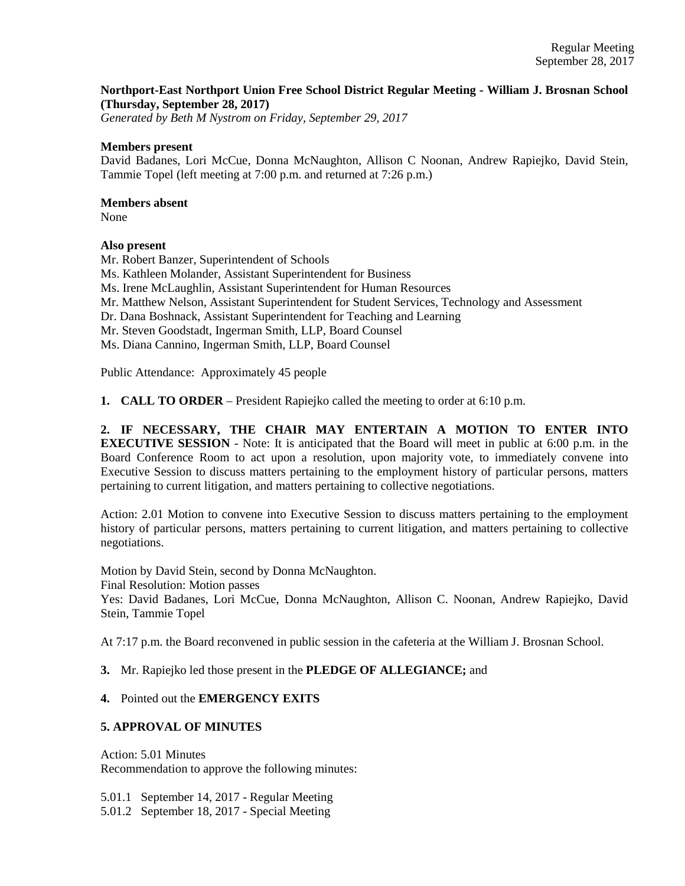**Northport-East Northport Union Free School District Regular Meeting - William J. Brosnan School (Thursday, September 28, 2017)**

*Generated by Beth M Nystrom on Friday, September 29, 2017*

**Members present**

David Badanes, Lori McCue, Donna McNaughton, Allison C Noonan, Andrew Rapiejko, David Stein, Tammie Topel (left meeting at 7:00 p.m. and returned at 7:26 p.m.)

**Members absent**

None

**Also present**

Mr. Robert Banzer, Superintendent of Schools
Ms. Kathleen Molander, Assistant Superintendent for Business
Ms. Irene McLaughlin, Assistant Superintendent for Human Resources
Mr. Matthew Nelson, Assistant Superintendent for Student Services, Technology and Assessment
Dr. Dana Boshnack, Assistant Superintendent for Teaching and Learning
Mr. Steven Goodstadt, Ingerman Smith, LLP, Board Counsel
Ms. Diana Cannino, Ingerman Smith, LLP, Board Counsel

Public Attendance: Approximately 45 people

**1. CALL TO ORDER** – President Rapiejko called the meeting to order at 6:10 p.m.

**2. IF NECESSARY, THE CHAIR MAY ENTERTAIN A MOTION TO ENTER INTO EXECUTIVE SESSION** - Note: It is anticipated that the Board will meet in public at 6:00 p.m. in the Board Conference Room to act upon a resolution, upon majority vote, to immediately convene into Executive Session to discuss matters pertaining to the employment history of particular persons, matters pertaining to current litigation, and matters pertaining to collective negotiations.

Action: 2.01 Motion to convene into Executive Session to discuss matters pertaining to the employment history of particular persons, matters pertaining to current litigation, and matters pertaining to collective negotiations.

Motion by David Stein, second by Donna McNaughton.
Final Resolution: Motion passes
Yes: David Badanes, Lori McCue, Donna McNaughton, Allison C. Noonan, Andrew Rapiejko, David Stein, Tammie Topel

At 7:17 p.m. the Board reconvened in public session in the cafeteria at the William J. Brosnan School.

**3.** Mr. Rapiejko led those present in the **PLEDGE OF ALLEGIANCE;** and

**4.** Pointed out the **EMERGENCY EXITS**

**5. APPROVAL OF MINUTES**

Action: 5.01 Minutes
Recommendation to approve the following minutes:

5.01.1 September 14, 2017 - Regular Meeting
5.01.2 September 18, 2017 - Special Meeting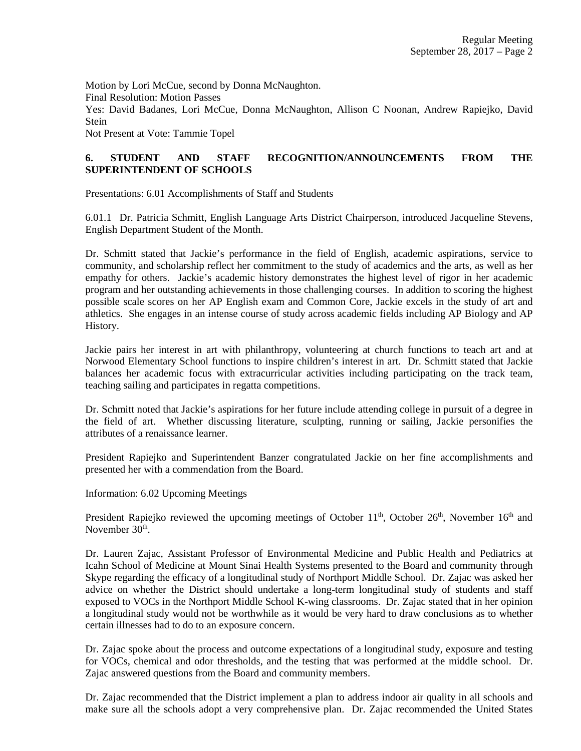Motion by Lori McCue, second by Donna McNaughton.
Final Resolution: Motion Passes
Yes: David Badanes, Lori McCue, Donna McNaughton, Allison C Noonan, Andrew Rapiejko, David Stein
Not Present at Vote: Tammie Topel

**6. STUDENT AND STAFF RECOGNITION/ANNOUNCEMENTS FROM THE SUPERINTENDENT OF SCHOOLS**

Presentations: 6.01 Accomplishments of Staff and Students

6.01.1 Dr. Patricia Schmitt, English Language Arts District Chairperson, introduced Jacqueline Stevens, English Department Student of the Month.

Dr. Schmitt stated that Jackie's performance in the field of English, academic aspirations, service to community, and scholarship reflect her commitment to the study of academics and the arts, as well as her empathy for others. Jackie's academic history demonstrates the highest level of rigor in her academic program and her outstanding achievements in those challenging courses. In addition to scoring the highest possible scale scores on her AP English exam and Common Core, Jackie excels in the study of art and athletics. She engages in an intense course of study across academic fields including AP Biology and AP History.

Jackie pairs her interest in art with philanthropy, volunteering at church functions to teach art and at Norwood Elementary School functions to inspire children's interest in art. Dr. Schmitt stated that Jackie balances her academic focus with extracurricular activities including participating on the track team, teaching sailing and participates in regatta competitions.

Dr. Schmitt noted that Jackie's aspirations for her future include attending college in pursuit of a degree in the field of art. Whether discussing literature, sculpting, running or sailing, Jackie personifies the attributes of a renaissance learner.

President Rapiejko and Superintendent Banzer congratulated Jackie on her fine accomplishments and presented her with a commendation from the Board.

Information: 6.02 Upcoming Meetings

President Rapiejko reviewed the upcoming meetings of October 11th, October 26th, November 16th and November 30th.

Dr. Lauren Zajac, Assistant Professor of Environmental Medicine and Public Health and Pediatrics at Icahn School of Medicine at Mount Sinai Health Systems presented to the Board and community through Skype regarding the efficacy of a longitudinal study of Northport Middle School. Dr. Zajac was asked her advice on whether the District should undertake a long-term longitudinal study of students and staff exposed to VOCs in the Northport Middle School K-wing classrooms. Dr. Zajac stated that in her opinion a longitudinal study would not be worthwhile as it would be very hard to draw conclusions as to whether certain illnesses had to do to an exposure concern.

Dr. Zajac spoke about the process and outcome expectations of a longitudinal study, exposure and testing for VOCs, chemical and odor thresholds, and the testing that was performed at the middle school. Dr. Zajac answered questions from the Board and community members.

Dr. Zajac recommended that the District implement a plan to address indoor air quality in all schools and make sure all the schools adopt a very comprehensive plan. Dr. Zajac recommended the United States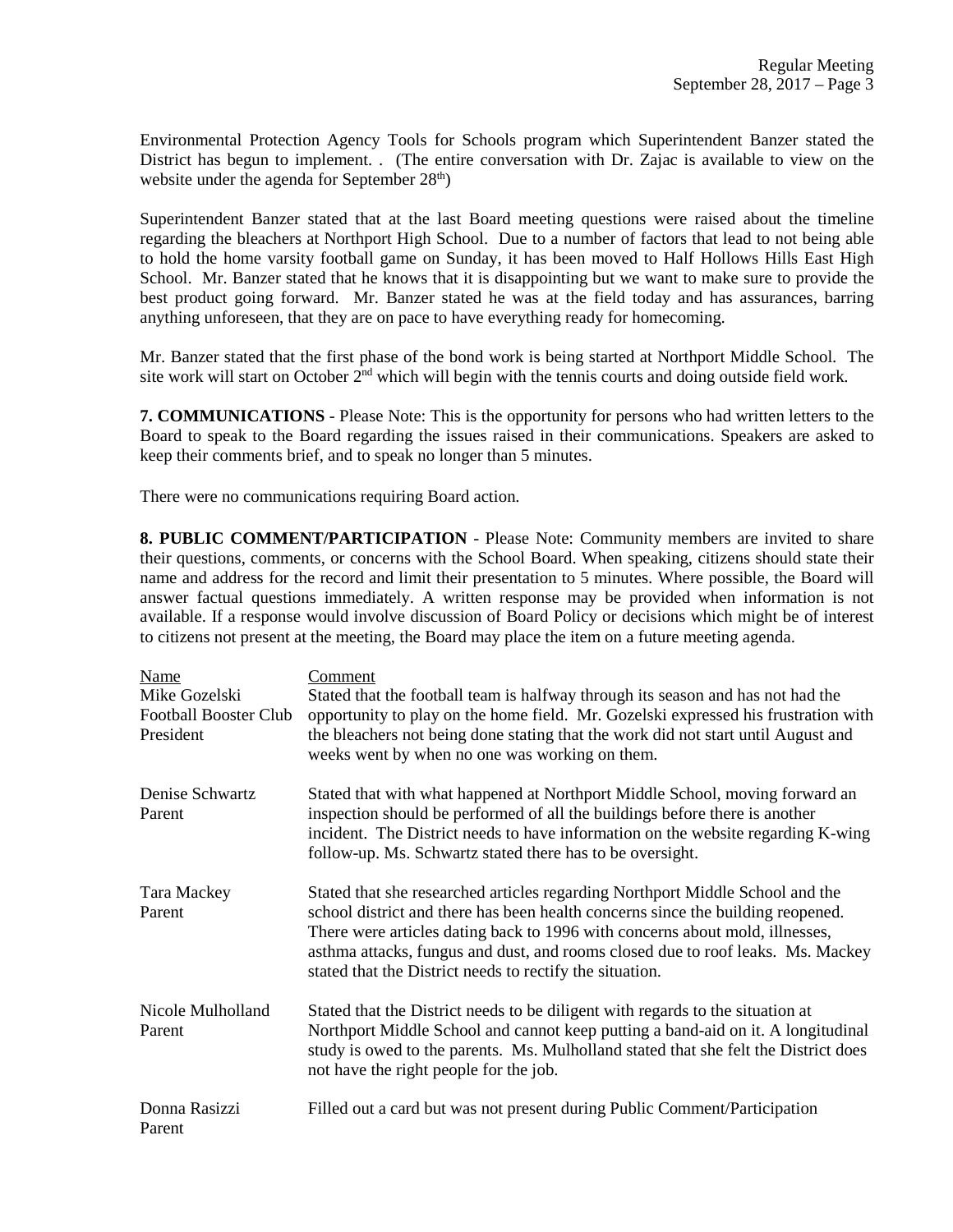Environmental Protection Agency Tools for Schools program which Superintendent Banzer stated the District has begun to implement. . (The entire conversation with Dr. Zajac is available to view on the website under the agenda for September 28th)

Superintendent Banzer stated that at the last Board meeting questions were raised about the timeline regarding the bleachers at Northport High School. Due to a number of factors that lead to not being able to hold the home varsity football game on Sunday, it has been moved to Half Hollows Hills East High School. Mr. Banzer stated that he knows that it is disappointing but we want to make sure to provide the best product going forward. Mr. Banzer stated he was at the field today and has assurances, barring anything unforeseen, that they are on pace to have everything ready for homecoming.

Mr. Banzer stated that the first phase of the bond work is being started at Northport Middle School. The site work will start on October 2nd which will begin with the tennis courts and doing outside field work.

**7. COMMUNICATIONS** - Please Note: This is the opportunity for persons who had written letters to the Board to speak to the Board regarding the issues raised in their communications. Speakers are asked to keep their comments brief, and to speak no longer than 5 minutes.

There were no communications requiring Board action.

**8. PUBLIC COMMENT/PARTICIPATION** - Please Note: Community members are invited to share their questions, comments, or concerns with the School Board. When speaking, citizens should state their name and address for the record and limit their presentation to 5 minutes. Where possible, the Board will answer factual questions immediately. A written response may be provided when information is not available. If a response would involve discussion of Board Policy or decisions which might be of interest to citizens not present at the meeting, the Board may place the item on a future meeting agenda.

| Name | Comment |
|---|---|
| Mike Gozelski<br>Football Booster Club President | Stated that the football team is halfway through its season and has not had the opportunity to play on the home field. Mr. Gozelski expressed his frustration with the bleachers not being done stating that the work did not start until August and weeks went by when no one was working on them. |
| Denise Schwartz<br>Parent | Stated that with what happened at Northport Middle School, moving forward an inspection should be performed of all the buildings before there is another incident. The District needs to have information on the website regarding K-wing follow-up. Ms. Schwartz stated there has to be oversight. |
| Tara Mackey<br>Parent | Stated that she researched articles regarding Northport Middle School and the school district and there has been health concerns since the building reopened. There were articles dating back to 1996 with concerns about mold, illnesses, asthma attacks, fungus and dust, and rooms closed due to roof leaks. Ms. Mackey stated that the District needs to rectify the situation. |
| Nicole Mulholland<br>Parent | Stated that the District needs to be diligent with regards to the situation at Northport Middle School and cannot keep putting a band-aid on it. A longitudinal study is owed to the parents. Ms. Mulholland stated that she felt the District does not have the right people for the job. |
| Donna Rasizzi<br>Parent | Filled out a card but was not present during Public Comment/Participation |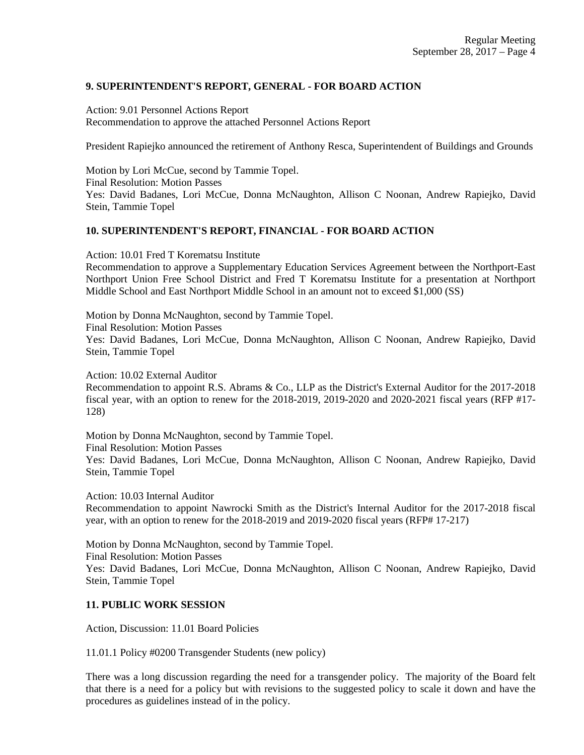## 9. SUPERINTENDENT'S REPORT, GENERAL - FOR BOARD ACTION

Action: 9.01 Personnel Actions Report
Recommendation to approve the attached Personnel Actions Report

President Rapiejko announced the retirement of Anthony Resca, Superintendent of Buildings and Grounds

Motion by Lori McCue, second by Tammie Topel.
Final Resolution: Motion Passes
Yes: David Badanes, Lori McCue, Donna McNaughton, Allison C Noonan, Andrew Rapiejko, David Stein, Tammie Topel

## 10. SUPERINTENDENT'S REPORT, FINANCIAL - FOR BOARD ACTION

Action: 10.01 Fred T Korematsu Institute
Recommendation to approve a Supplementary Education Services Agreement between the Northport-East Northport Union Free School District and Fred T Korematsu Institute for a presentation at Northport Middle School and East Northport Middle School in an amount not to exceed $1,000 (SS)

Motion by Donna McNaughton, second by Tammie Topel.
Final Resolution: Motion Passes
Yes: David Badanes, Lori McCue, Donna McNaughton, Allison C Noonan, Andrew Rapiejko, David Stein, Tammie Topel

Action: 10.02 External Auditor
Recommendation to appoint R.S. Abrams & Co., LLP as the District's External Auditor for the 2017-2018 fiscal year, with an option to renew for the 2018-2019, 2019-2020 and 2020-2021 fiscal years (RFP #17-128)

Motion by Donna McNaughton, second by Tammie Topel.
Final Resolution: Motion Passes
Yes: David Badanes, Lori McCue, Donna McNaughton, Allison C Noonan, Andrew Rapiejko, David Stein, Tammie Topel

Action: 10.03 Internal Auditor
Recommendation to appoint Nawrocki Smith as the District's Internal Auditor for the 2017-2018 fiscal year, with an option to renew for the 2018-2019 and 2019-2020 fiscal years (RFP# 17-217)

Motion by Donna McNaughton, second by Tammie Topel.
Final Resolution: Motion Passes
Yes: David Badanes, Lori McCue, Donna McNaughton, Allison C Noonan, Andrew Rapiejko, David Stein, Tammie Topel

## 11. PUBLIC WORK SESSION

Action, Discussion: 11.01 Board Policies

11.01.1 Policy #0200 Transgender Students (new policy)

There was a long discussion regarding the need for a transgender policy. The majority of the Board felt that there is a need for a policy but with revisions to the suggested policy to scale it down and have the procedures as guidelines instead of in the policy.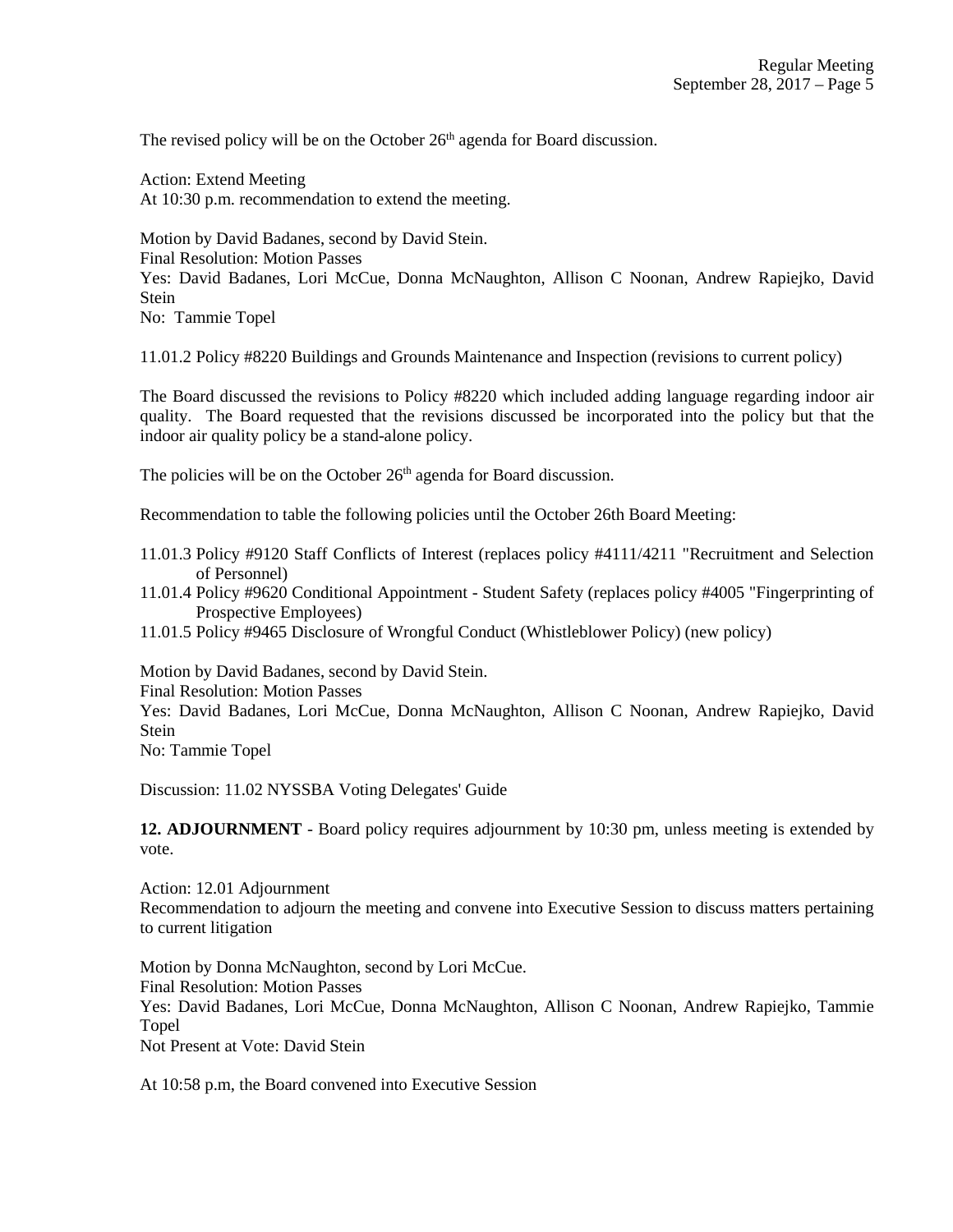The revised policy will be on the October 26th agenda for Board discussion.

Action: Extend Meeting
At 10:30 p.m. recommendation to extend the meeting.

Motion by David Badanes, second by David Stein.
Final Resolution: Motion Passes
Yes: David Badanes, Lori McCue, Donna McNaughton, Allison C Noonan, Andrew Rapiejko, David Stein
No: Tammie Topel

11.01.2 Policy #8220 Buildings and Grounds Maintenance and Inspection (revisions to current policy)

The Board discussed the revisions to Policy #8220 which included adding language regarding indoor air quality. The Board requested that the revisions discussed be incorporated into the policy but that the indoor air quality policy be a stand-alone policy.

The policies will be on the October 26th agenda for Board discussion.

Recommendation to table the following policies until the October 26th Board Meeting:

11.01.3 Policy #9120 Staff Conflicts of Interest (replaces policy #4111/4211 "Recruitment and Selection of Personnel)
11.01.4 Policy #9620 Conditional Appointment - Student Safety (replaces policy #4005 "Fingerprinting of Prospective Employees)
11.01.5 Policy #9465 Disclosure of Wrongful Conduct (Whistleblower Policy) (new policy)

Motion by David Badanes, second by David Stein.
Final Resolution: Motion Passes
Yes: David Badanes, Lori McCue, Donna McNaughton, Allison C Noonan, Andrew Rapiejko, David Stein
No: Tammie Topel

Discussion: 11.02 NYSSBA Voting Delegates' Guide

**12. ADJOURNMENT** - Board policy requires adjournment by 10:30 pm, unless meeting is extended by vote.

Action: 12.01 Adjournment
Recommendation to adjourn the meeting and convene into Executive Session to discuss matters pertaining to current litigation

Motion by Donna McNaughton, second by Lori McCue.
Final Resolution: Motion Passes
Yes: David Badanes, Lori McCue, Donna McNaughton, Allison C Noonan, Andrew Rapiejko, Tammie Topel
Not Present at Vote: David Stein

At 10:58 p.m, the Board convened into Executive Session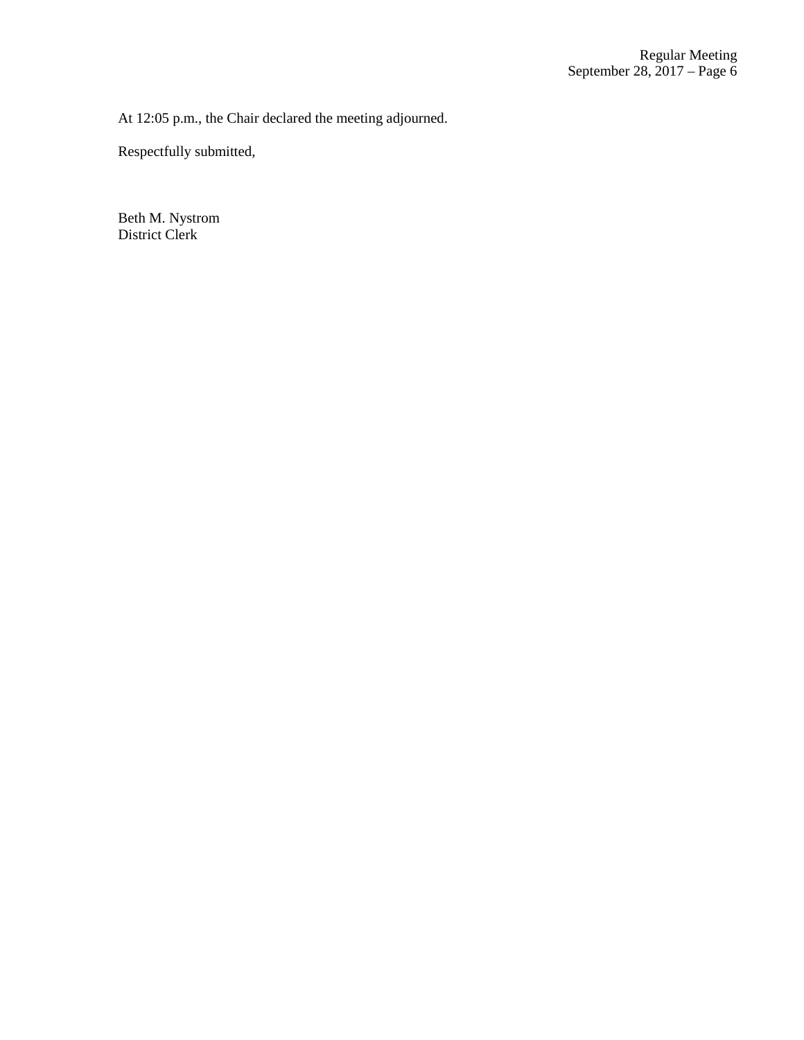At 12:05 p.m., the Chair declared the meeting adjourned.

Respectfully submitted,

Beth M. Nystrom
District Clerk